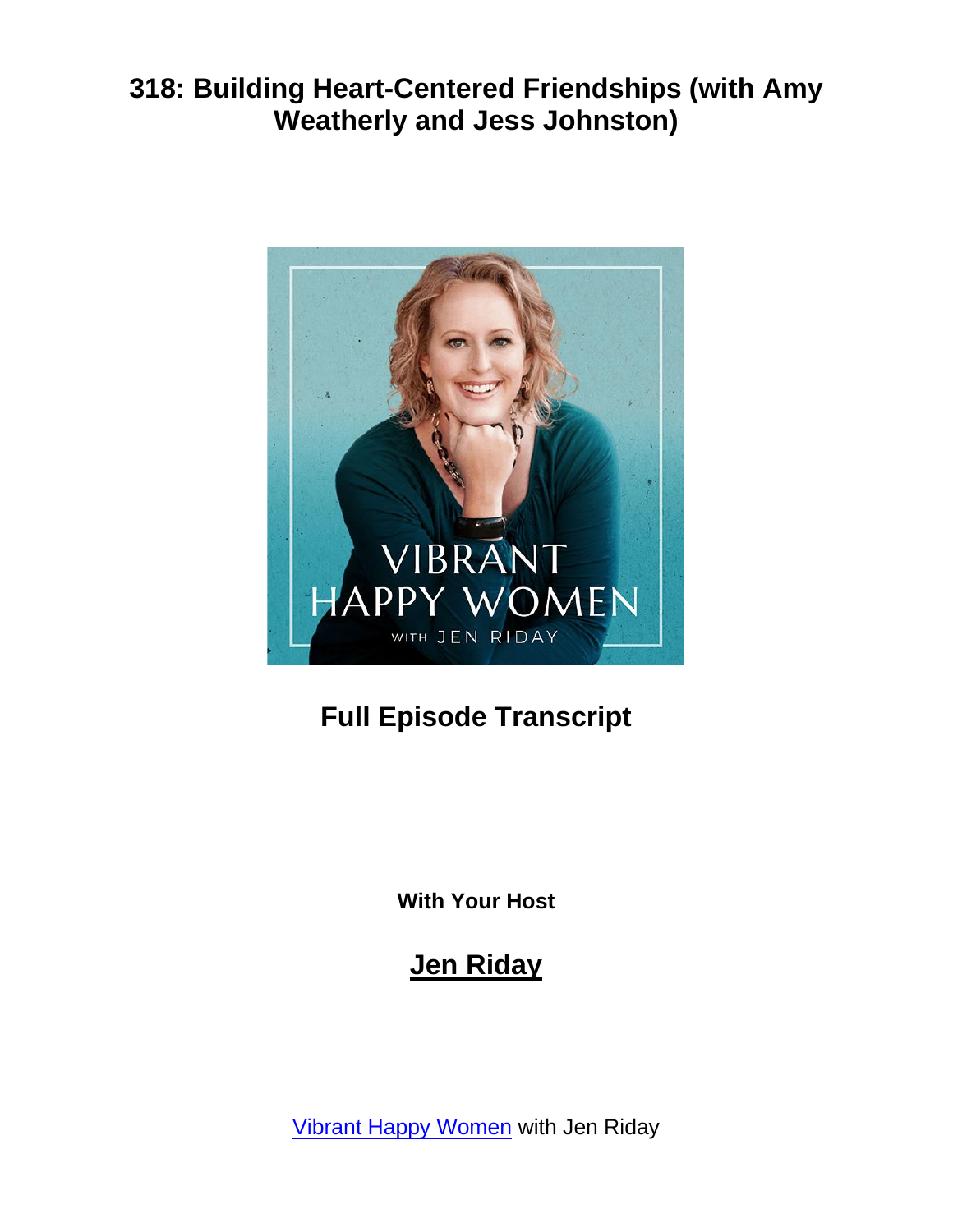# 318: Building Heart-Centered Friendships (with Amy Weatherly and Jess Johnston)

## Full Episode Transcript

**With Your Host**

## Jen Riday

[Vibrant Happy Women](https://) with Jen Riday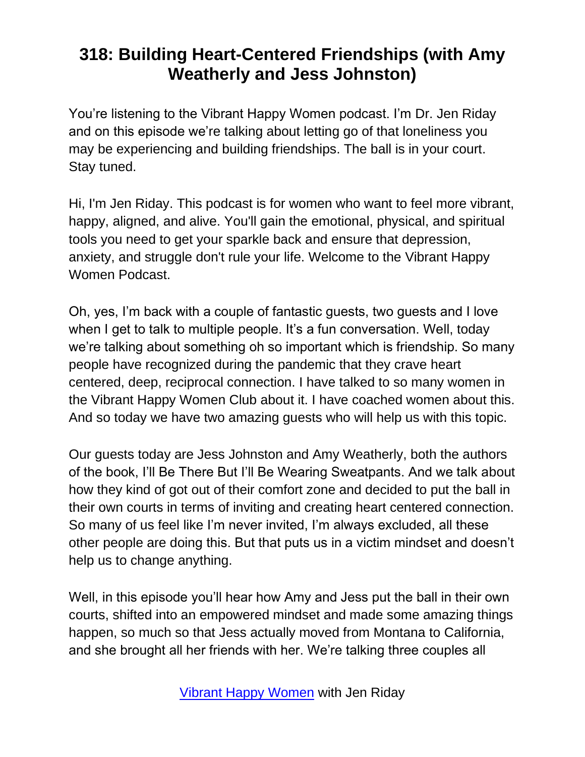# 318: Building Heart-Centered Friendships (with Amy Weatherly and Jess Johnston)

You're listening to the Vibrant Happy Women podcast. I'm Dr. Jen Riday and on this episode we're talking about letting go of that loneliness you may be experiencing and building friendships. The ball is in your court. Stay tuned.

Hi, I'm Jen Riday. This podcast is for women who want to feel more vibrant, happy, aligned, and alive. You'll gain the emotional, physical, and spiritual tools you need to get your sparkle back and ensure that depression, anxiety, and struggle don't rule your life. Welcome to the Vibrant Happy Women Podcast.

Oh, yes, I'm back with a couple of fantastic guests, two guests and I love when I get to talk to multiple people. It's a fun conversation. Well, today we're talking about something oh so important which is friendship. So many people have recognized during the pandemic that they crave heart centered, deep, reciprocal connection. I have talked to so many women in the Vibrant Happy Women Club about it. I have coached women about this. And so today we have two amazing guests who will help us with this topic.

Our guests today are Jess Johnston and Amy Weatherly, both the authors of the book, I'll Be There But I'll Be Wearing Sweatpants. And we talk about how they kind of got out of their comfort zone and decided to put the ball in their own courts in terms of inviting and creating heart centered connection. So many of us feel like I'm never invited, I'm always excluded, all these other people are doing this. But that puts us in a victim mindset and doesn't help us to change anything.

Well, in this episode you'll hear how Amy and Jess put the ball in their own courts, shifted into an empowered mindset and made some amazing things happen, so much so that Jess actually moved from Montana to California, and she brought all her friends with her. We're talking three couples all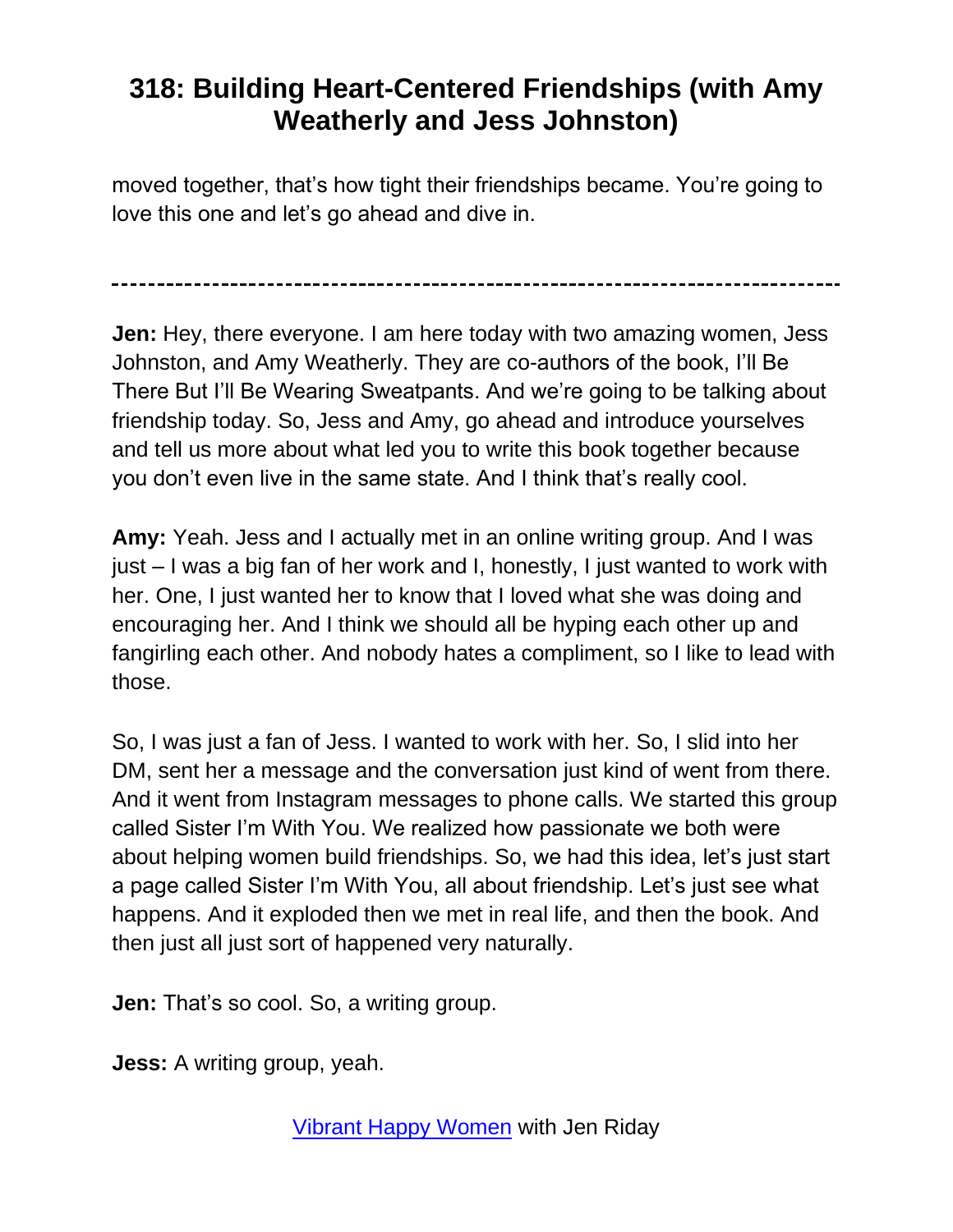moved together, that's how tight their friendships became. You're going to love this one and let's go ahead and dive in.

---

**Jen:** Hey, there everyone. I am here today with two amazing women, Jess Johnston, and Amy Weatherly. They are co-authors of the book, I'll Be There But I'll Be Wearing Sweatpants. And we're going to be talking about friendship today. So, Jess and Amy, go ahead and introduce yourselves and tell us more about what led you to write this book together because you don't even live in the same state. And I think that's really cool.

**Amy:** Yeah. Jess and I actually met in an online writing group. And I was just – I was a big fan of her work and I, honestly, I just wanted to work with her. One, I just wanted her to know that I loved what she was doing and encouraging her. And I think we should all be hyping each other up and fangirling each other. And nobody hates a compliment, so I like to lead with those.

So, I was just a fan of Jess. I wanted to work with her. So, I slid into her DM, sent her a message and the conversation just kind of went from there. And it went from Instagram messages to phone calls. We started this group called Sister I'm With You. We realized how passionate we both were about helping women build friendships. So, we had this idea, let's just start a page called Sister I'm With You, all about friendship. Let's just see what happens. And it exploded then we met in real life, and then the book. And then just all just sort of happened very naturally.

**Jen:** That's so cool. So, a writing group.

**Jess:** A writing group, yeah.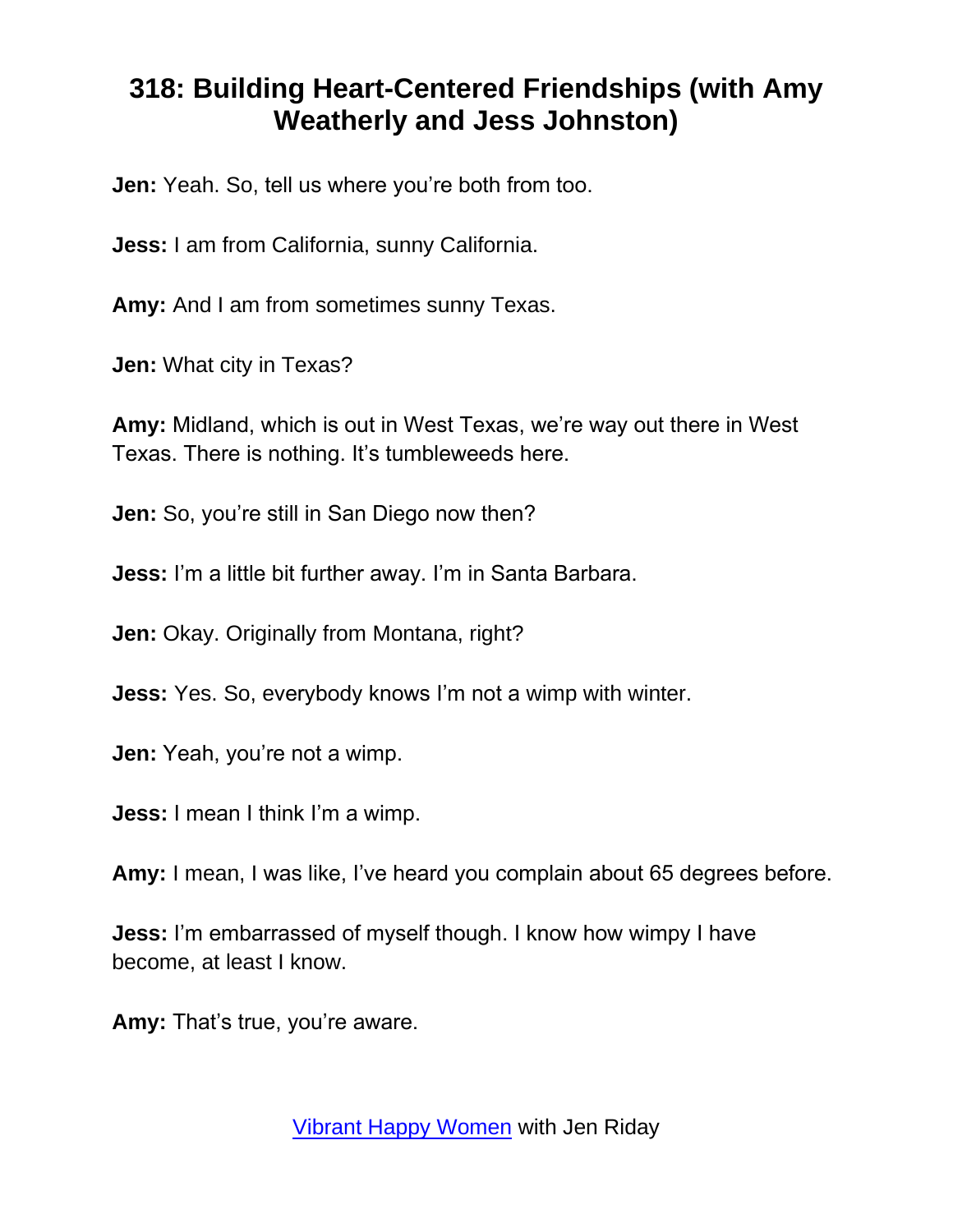# 318: Building Heart-Centered Friendships (with Amy Weatherly and Jess Johnston)

**Jen:** Yeah. So, tell us where you're both from too.

**Jess:** I am from California, sunny California.

**Amy:** And I am from sometimes sunny Texas.

**Jen:** What city in Texas?

**Amy:** Midland, which is out in West Texas, we're way out there in West Texas. There is nothing. It's tumbleweeds here.

**Jen:** So, you're still in San Diego now then?

**Jess:** I'm a little bit further away. I'm in Santa Barbara.

**Jen:** Okay. Originally from Montana, right?

**Jess:** Yes. So, everybody knows I'm not a wimp with winter.

**Jen:** Yeah, you're not a wimp.

**Jess:** I mean I think I'm a wimp.

**Amy:** I mean, I was like, I've heard you complain about 65 degrees before.

**Jess:** I'm embarrassed of myself though. I know how wimpy I have become, at least I know.

**Amy:** That's true, you're aware.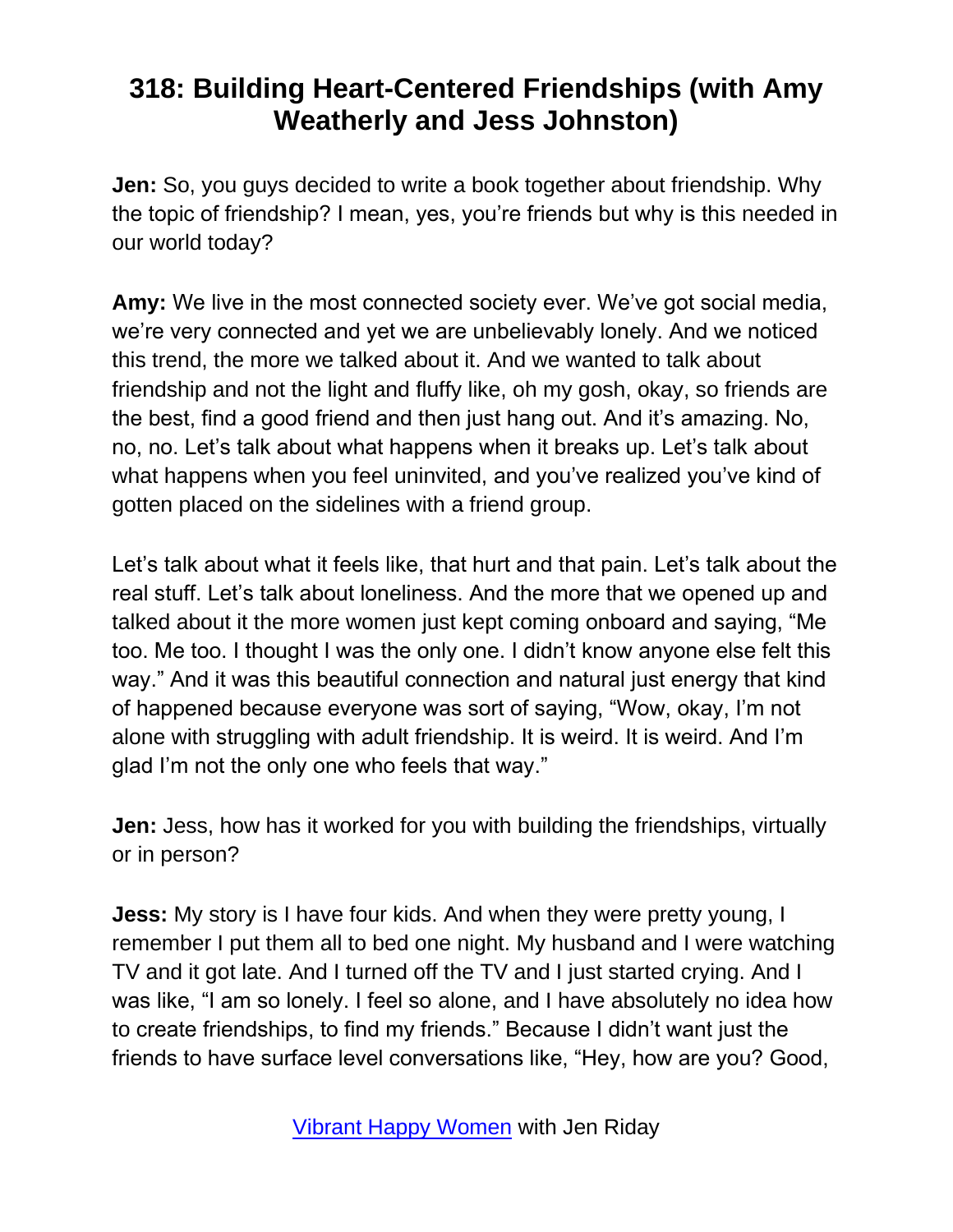# 318: Building Heart-Centered Friendships (with Amy Weatherly and Jess Johnston)

**Jen:** So, you guys decided to write a book together about friendship. Why the topic of friendship? I mean, yes, you're friends but why is this needed in our world today?

**Amy:** We live in the most connected society ever. We've got social media, we're very connected and yet we are unbelievably lonely. And we noticed this trend, the more we talked about it. And we wanted to talk about friendship and not the light and fluffy like, oh my gosh, okay, so friends are the best, find a good friend and then just hang out. And it's amazing. No, no, no. Let's talk about what happens when it breaks up. Let's talk about what happens when you feel uninvited, and you've realized you've kind of gotten placed on the sidelines with a friend group.

Let's talk about what it feels like, that hurt and that pain. Let's talk about the real stuff. Let's talk about loneliness. And the more that we opened up and talked about it the more women just kept coming onboard and saying, "Me too. Me too. I thought I was the only one. I didn't know anyone else felt this way." And it was this beautiful connection and natural just energy that kind of happened because everyone was sort of saying, "Wow, okay, I'm not alone with struggling with adult friendship. It is weird. It is weird. And I'm glad I'm not the only one who feels that way."

**Jen:** Jess, how has it worked for you with building the friendships, virtually or in person?

**Jess:** My story is I have four kids. And when they were pretty young, I remember I put them all to bed one night. My husband and I were watching TV and it got late. And I turned off the TV and I just started crying. And I was like, "I am so lonely. I feel so alone, and I have absolutely no idea how to create friendships, to find my friends." Because I didn't want just the friends to have surface level conversations like, "Hey, how are you? Good,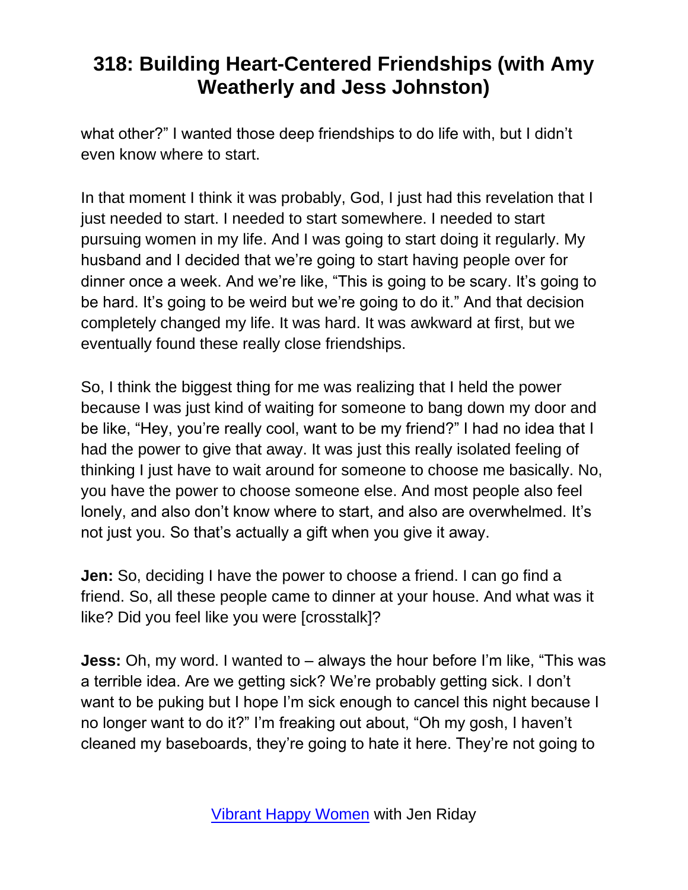what other?" I wanted those deep friendships to do life with, but I didn't even know where to start.

In that moment I think it was probably, God, I just had this revelation that I just needed to start. I needed to start somewhere. I needed to start pursuing women in my life. And I was going to start doing it regularly. My husband and I decided that we're going to start having people over for dinner once a week. And we're like, "This is going to be scary. It's going to be hard. It's going to be weird but we're going to do it." And that decision completely changed my life. It was hard. It was awkward at first, but we eventually found these really close friendships.

So, I think the biggest thing for me was realizing that I held the power because I was just kind of waiting for someone to bang down my door and be like, "Hey, you're really cool, want to be my friend?" I had no idea that I had the power to give that away. It was just this really isolated feeling of thinking I just have to wait around for someone to choose me basically. No, you have the power to choose someone else. And most people also feel lonely, and also don't know where to start, and also are overwhelmed. It's not just you. So that's actually a gift when you give it away.

**Jen:** So, deciding I have the power to choose a friend. I can go find a friend. So, all these people came to dinner at your house. And what was it like? Did you feel like you were [crosstalk]?

**Jess:** Oh, my word. I wanted to – always the hour before I'm like, "This was a terrible idea. Are we getting sick? We're probably getting sick. I don't want to be puking but I hope I'm sick enough to cancel this night because I no longer want to do it?" I'm freaking out about, "Oh my gosh, I haven't cleaned my baseboards, they're going to hate it here. They're not going to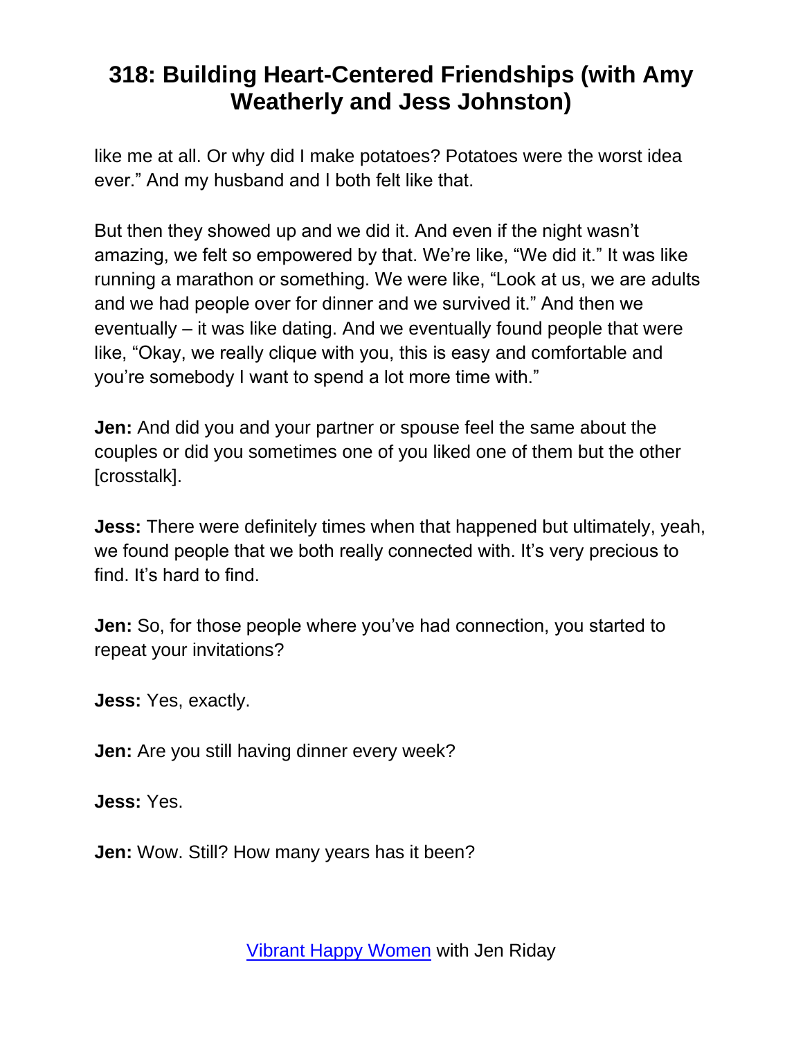like me at all. Or why did I make potatoes? Potatoes were the worst idea ever." And my husband and I both felt like that.

But then they showed up and we did it. And even if the night wasn't amazing, we felt so empowered by that. We're like, "We did it." It was like running a marathon or something. We were like, "Look at us, we are adults and we had people over for dinner and we survived it." And then we eventually – it was like dating. And we eventually found people that were like, "Okay, we really clique with you, this is easy and comfortable and you're somebody I want to spend a lot more time with."

**Jen:** And did you and your partner or spouse feel the same about the couples or did you sometimes one of you liked one of them but the other [crosstalk].

**Jess:** There were definitely times when that happened but ultimately, yeah, we found people that we both really connected with. It's very precious to find. It's hard to find.

**Jen:** So, for those people where you've had connection, you started to repeat your invitations?

**Jess:** Yes, exactly.

**Jen:** Are you still having dinner every week?

**Jess:** Yes.

**Jen:** Wow. Still? How many years has it been?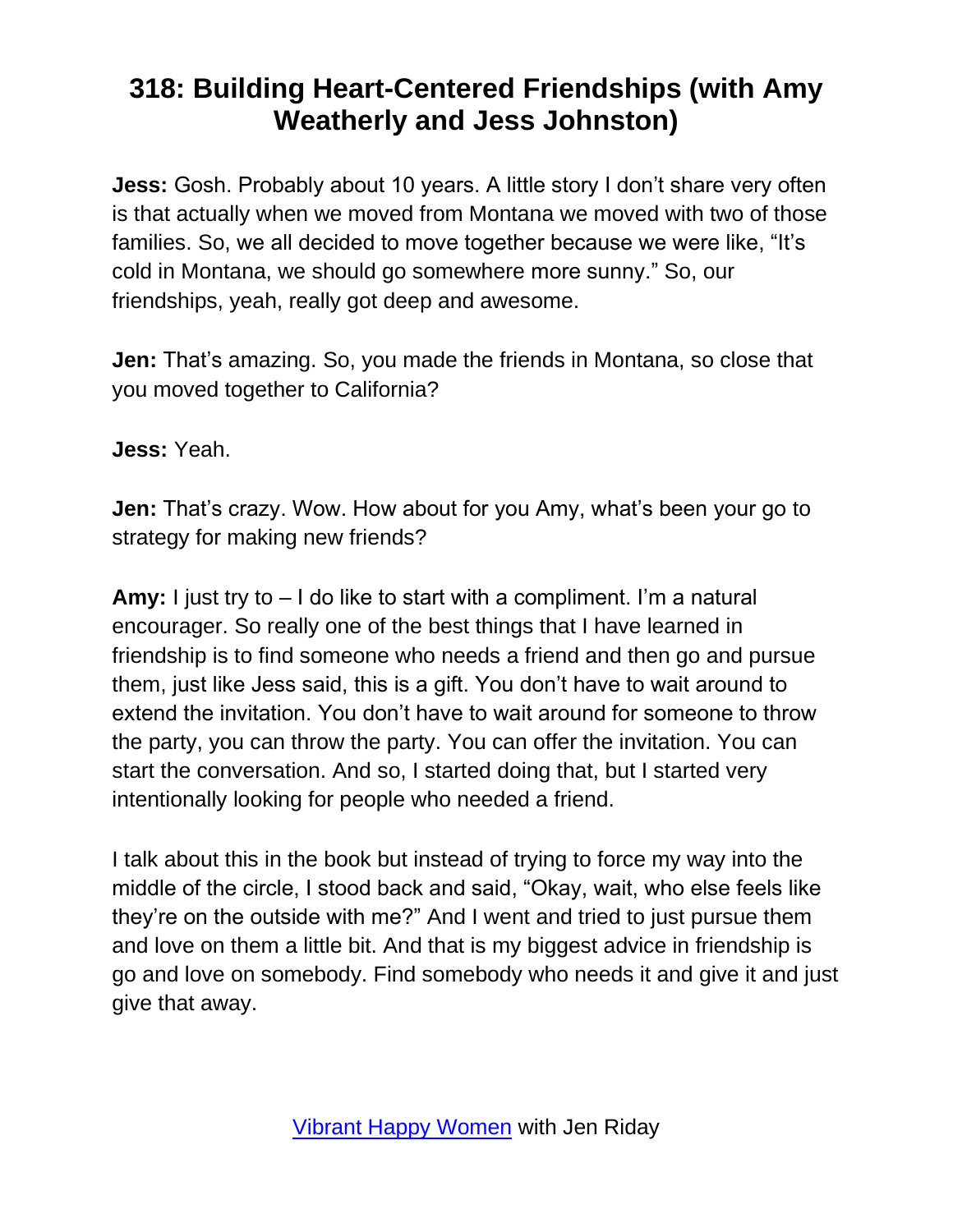**Jess:** Gosh. Probably about 10 years. A little story I don't share very often is that actually when we moved from Montana we moved with two of those families. So, we all decided to move together because we were like, "It's cold in Montana, we should go somewhere more sunny." So, our friendships, yeah, really got deep and awesome.

**Jen:** That's amazing. So, you made the friends in Montana, so close that you moved together to California?

**Jess:** Yeah.

**Jen:** That's crazy. Wow. How about for you Amy, what's been your go to strategy for making new friends?

**Amy:** I just try to – I do like to start with a compliment. I'm a natural encourager. So really one of the best things that I have learned in friendship is to find someone who needs a friend and then go and pursue them, just like Jess said, this is a gift. You don't have to wait around to extend the invitation. You don't have to wait around for someone to throw the party, you can throw the party. You can offer the invitation. You can start the conversation. And so, I started doing that, but I started very intentionally looking for people who needed a friend.

I talk about this in the book but instead of trying to force my way into the middle of the circle, I stood back and said, "Okay, wait, who else feels like they're on the outside with me?" And I went and tried to just pursue them and love on them a little bit. And that is my biggest advice in friendship is go and love on somebody. Find somebody who needs it and give it and just give that away.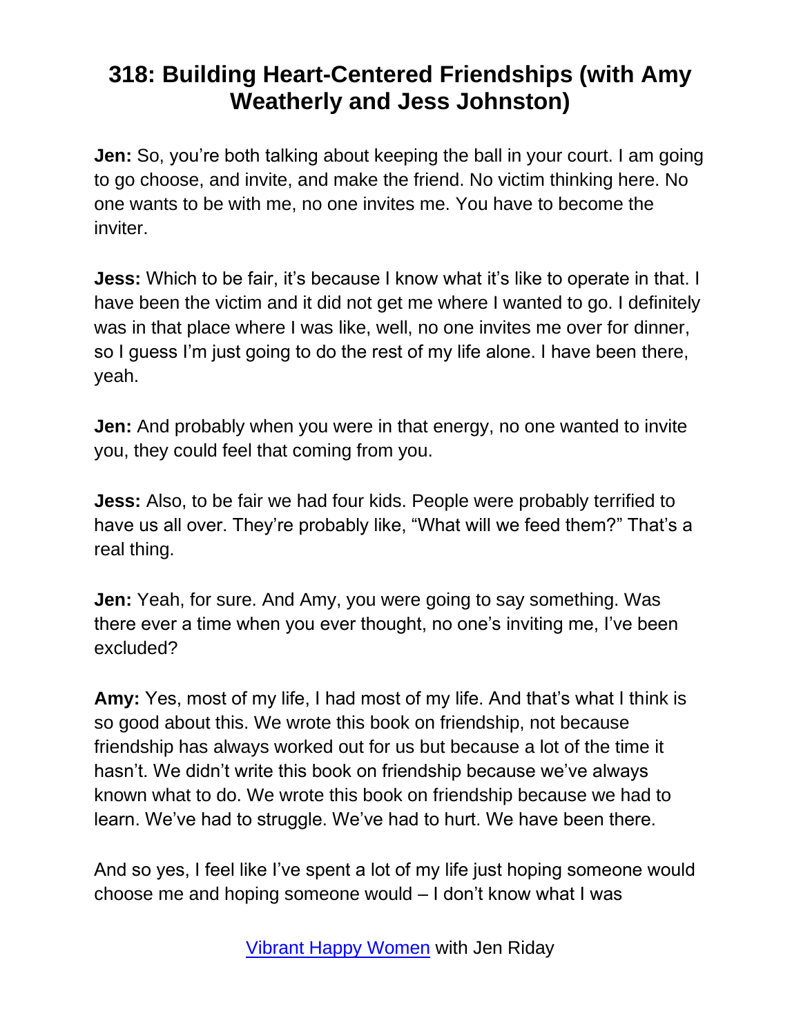# 318: Building Heart-Centered Friendships (with Amy Weatherly and Jess Johnston)

**Jen:** So, you're both talking about keeping the ball in your court. I am going to go choose, and invite, and make the friend. No victim thinking here. No one wants to be with me, no one invites me. You have to become the inviter.

**Jess:** Which to be fair, it's because I know what it's like to operate in that. I have been the victim and it did not get me where I wanted to go. I definitely was in that place where I was like, well, no one invites me over for dinner, so I guess I'm just going to do the rest of my life alone. I have been there, yeah.

**Jen:** And probably when you were in that energy, no one wanted to invite you, they could feel that coming from you.

**Jess:** Also, to be fair we had four kids. People were probably terrified to have us all over. They're probably like, "What will we feed them?" That's a real thing.

**Jen:** Yeah, for sure. And Amy, you were going to say something. Was there ever a time when you ever thought, no one's inviting me, I've been excluded?

**Amy:** Yes, most of my life, I had most of my life. And that's what I think is so good about this. We wrote this book on friendship, not because friendship has always worked out for us but because a lot of the time it hasn't. We didn't write this book on friendship because we've always known what to do. We wrote this book on friendship because we had to learn. We've had to struggle. We've had to hurt. We have been there.

And so yes, I feel like I've spent a lot of my life just hoping someone would choose me and hoping someone would – I don't know what I was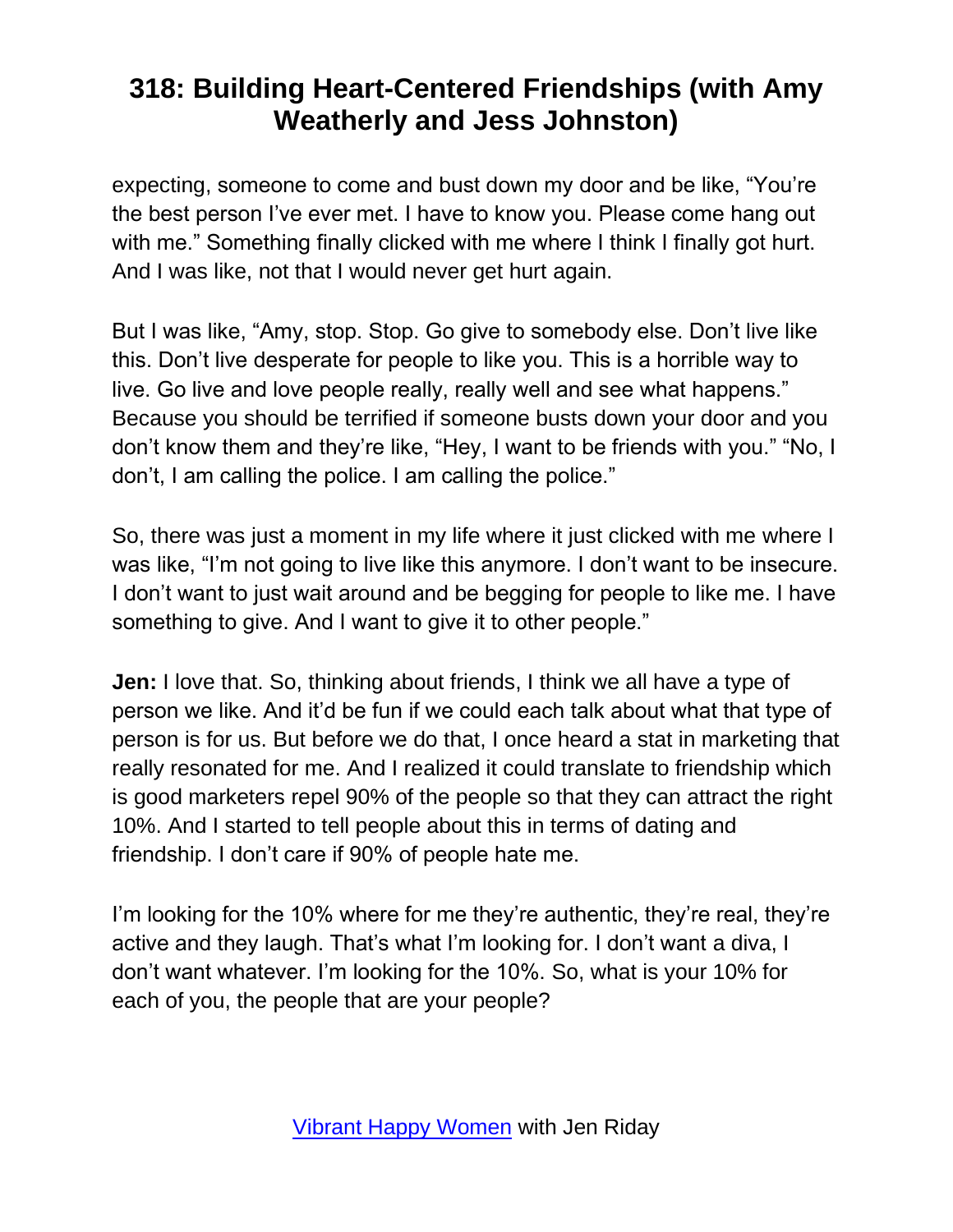expecting, someone to come and bust down my door and be like, "You're the best person I've ever met. I have to know you. Please come hang out with me." Something finally clicked with me where I think I finally got hurt. And I was like, not that I would never get hurt again.

But I was like, "Amy, stop. Stop. Go give to somebody else. Don't live like this. Don't live desperate for people to like you. This is a horrible way to live. Go live and love people really, really well and see what happens." Because you should be terrified if someone busts down your door and you don't know them and they're like, "Hey, I want to be friends with you." "No, I don't, I am calling the police. I am calling the police."

So, there was just a moment in my life where it just clicked with me where I was like, "I'm not going to live like this anymore. I don't want to be insecure. I don't want to just wait around and be begging for people to like me. I have something to give. And I want to give it to other people."

**Jen:** I love that. So, thinking about friends, I think we all have a type of person we like. And it'd be fun if we could each talk about what that type of person is for us. But before we do that, I once heard a stat in marketing that really resonated for me. And I realized it could translate to friendship which is good marketers repel 90% of the people so that they can attract the right 10%. And I started to tell people about this in terms of dating and friendship. I don't care if 90% of people hate me.

I'm looking for the 10% where for me they're authentic, they're real, they're active and they laugh. That's what I'm looking for. I don't want a diva, I don't want whatever. I'm looking for the 10%. So, what is your 10% for each of you, the people that are your people?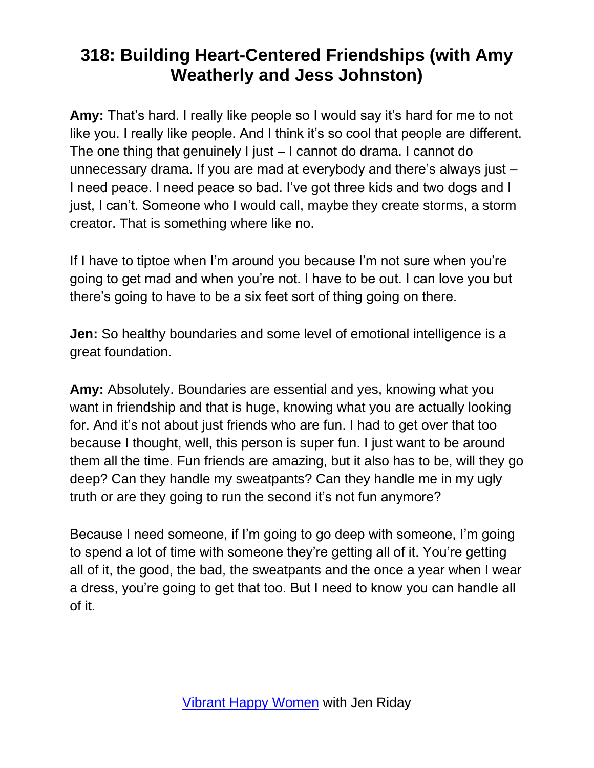# 318: Building Heart-Centered Friendships (with Amy Weatherly and Jess Johnston)

**Amy:** That's hard. I really like people so I would say it's hard for me to not like you. I really like people. And I think it's so cool that people are different. The one thing that genuinely I just – I cannot do drama. I cannot do unnecessary drama. If you are mad at everybody and there's always just – I need peace. I need peace so bad. I've got three kids and two dogs and I just, I can't. Someone who I would call, maybe they create storms, a storm creator. That is something where like no.

If I have to tiptoe when I'm around you because I'm not sure when you're going to get mad and when you're not. I have to be out. I can love you but there's going to have to be a six feet sort of thing going on there.

**Jen:** So healthy boundaries and some level of emotional intelligence is a great foundation.

**Amy:** Absolutely. Boundaries are essential and yes, knowing what you want in friendship and that is huge, knowing what you are actually looking for. And it's not about just friends who are fun. I had to get over that too because I thought, well, this person is super fun. I just want to be around them all the time. Fun friends are amazing, but it also has to be, will they go deep? Can they handle my sweatpants? Can they handle me in my ugly truth or are they going to run the second it's not fun anymore?

Because I need someone, if I'm going to go deep with someone, I'm going to spend a lot of time with someone they're getting all of it. You're getting all of it, the good, the bad, the sweatpants and the once a year when I wear a dress, you're going to get that too. But I need to know you can handle all of it.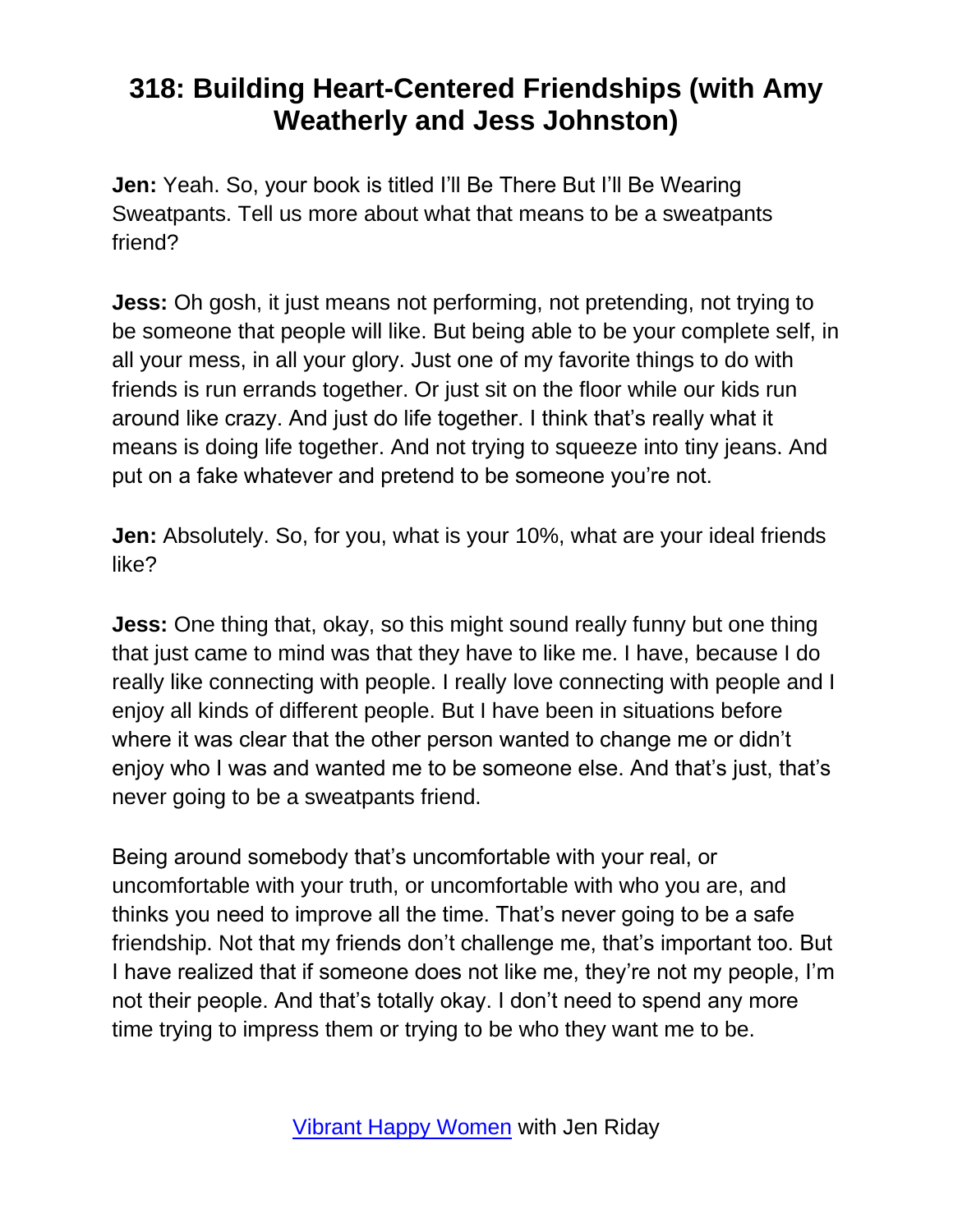# 318: Building Heart-Centered Friendships (with Amy Weatherly and Jess Johnston)

**Jen:** Yeah. So, your book is titled I'll Be There But I'll Be Wearing Sweatpants. Tell us more about what that means to be a sweatpants friend?

**Jess:** Oh gosh, it just means not performing, not pretending, not trying to be someone that people will like. But being able to be your complete self, in all your mess, in all your glory. Just one of my favorite things to do with friends is run errands together. Or just sit on the floor while our kids run around like crazy. And just do life together. I think that's really what it means is doing life together. And not trying to squeeze into tiny jeans. And put on a fake whatever and pretend to be someone you're not.

**Jen:** Absolutely. So, for you, what is your 10%, what are your ideal friends like?

**Jess:** One thing that, okay, so this might sound really funny but one thing that just came to mind was that they have to like me. I have, because I do really like connecting with people. I really love connecting with people and I enjoy all kinds of different people. But I have been in situations before where it was clear that the other person wanted to change me or didn't enjoy who I was and wanted me to be someone else. And that's just, that's never going to be a sweatpants friend.

Being around somebody that's uncomfortable with your real, or uncomfortable with your truth, or uncomfortable with who you are, and thinks you need to improve all the time. That's never going to be a safe friendship. Not that my friends don't challenge me, that's important too. But I have realized that if someone does not like me, they're not my people, I'm not their people. And that's totally okay. I don't need to spend any more time trying to impress them or trying to be who they want me to be.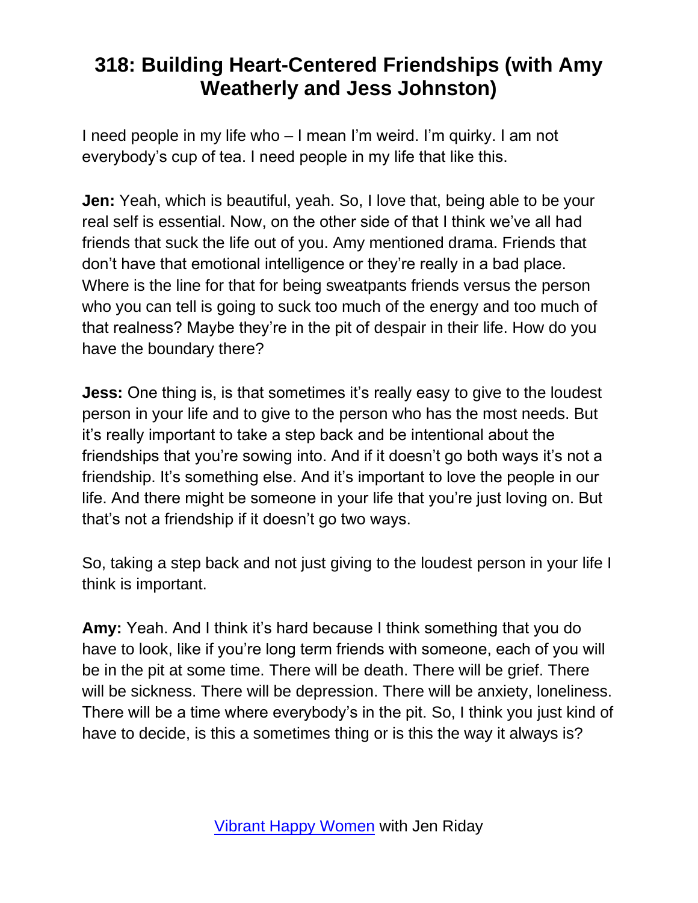# 318: Building Heart-Centered Friendships (with Amy Weatherly and Jess Johnston)

I need people in my life who – I mean I'm weird. I'm quirky. I am not everybody's cup of tea. I need people in my life that like this.

**Jen:** Yeah, which is beautiful, yeah. So, I love that, being able to be your real self is essential. Now, on the other side of that I think we've all had friends that suck the life out of you. Amy mentioned drama. Friends that don't have that emotional intelligence or they're really in a bad place. Where is the line for that for being sweatpants friends versus the person who you can tell is going to suck too much of the energy and too much of that realness? Maybe they're in the pit of despair in their life. How do you have the boundary there?

**Jess:** One thing is, is that sometimes it's really easy to give to the loudest person in your life and to give to the person who has the most needs. But it's really important to take a step back and be intentional about the friendships that you're sowing into. And if it doesn't go both ways it's not a friendship. It's something else. And it's important to love the people in our life. And there might be someone in your life that you're just loving on. But that's not a friendship if it doesn't go two ways.

So, taking a step back and not just giving to the loudest person in your life I think is important.

**Amy:** Yeah. And I think it's hard because I think something that you do have to look, like if you're long term friends with someone, each of you will be in the pit at some time. There will be death. There will be grief. There will be sickness. There will be depression. There will be anxiety, loneliness. There will be a time where everybody's in the pit. So, I think you just kind of have to decide, is this a sometimes thing or is this the way it always is?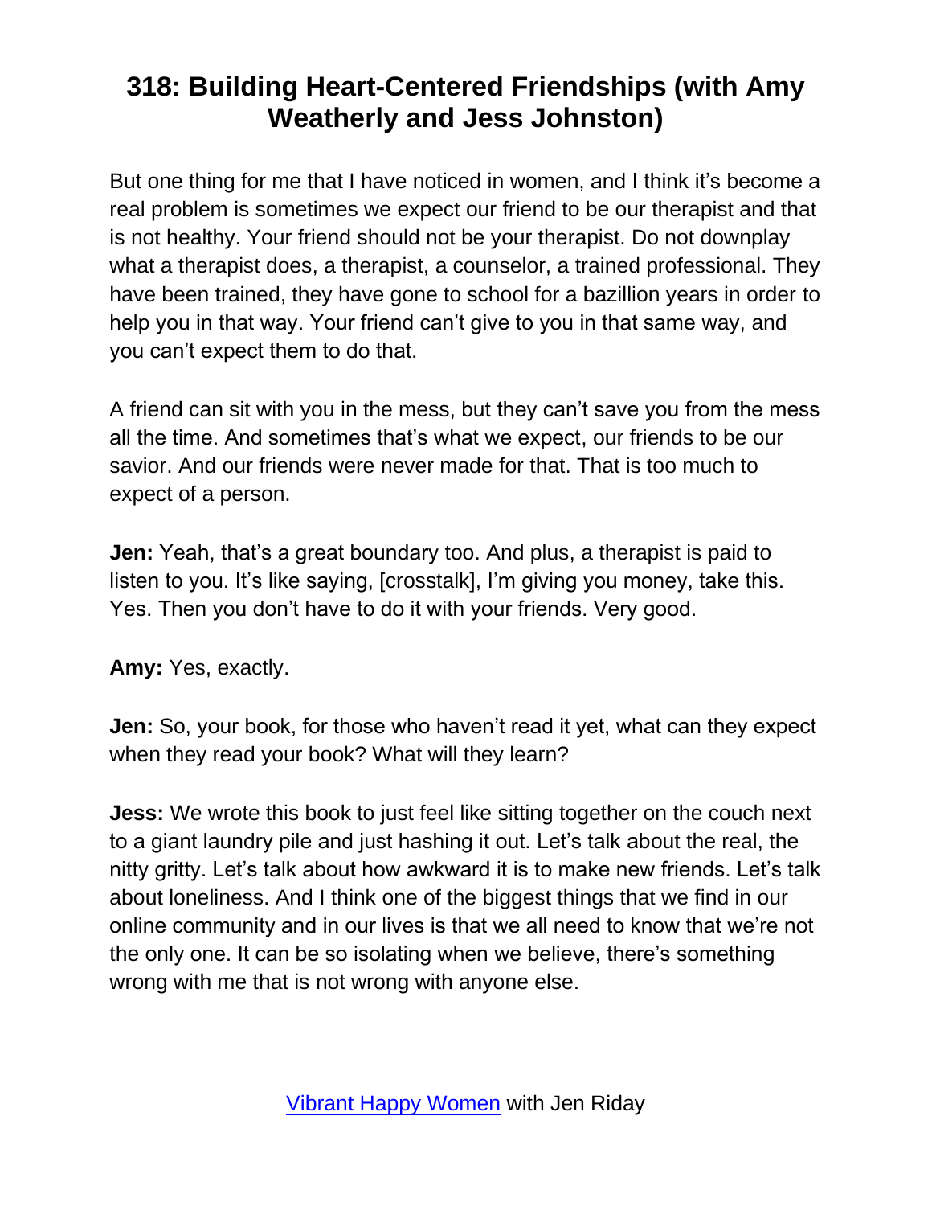But one thing for me that I have noticed in women, and I think it's become a real problem is sometimes we expect our friend to be our therapist and that is not healthy. Your friend should not be your therapist. Do not downplay what a therapist does, a therapist, a counselor, a trained professional. They have been trained, they have gone to school for a bazillion years in order to help you in that way. Your friend can't give to you in that same way, and you can't expect them to do that.

A friend can sit with you in the mess, but they can't save you from the mess all the time. And sometimes that's what we expect, our friends to be our savior. And our friends were never made for that. That is too much to expect of a person.

**Jen:** Yeah, that's a great boundary too. And plus, a therapist is paid to listen to you. It's like saying, [crosstalk], I'm giving you money, take this. Yes. Then you don't have to do it with your friends. Very good.

**Amy:** Yes, exactly.

**Jen:** So, your book, for those who haven't read it yet, what can they expect when they read your book? What will they learn?

**Jess:** We wrote this book to just feel like sitting together on the couch next to a giant laundry pile and just hashing it out. Let's talk about the real, the nitty gritty. Let's talk about how awkward it is to make new friends. Let's talk about loneliness. And I think one of the biggest things that we find in our online community and in our lives is that we all need to know that we're not the only one. It can be so isolating when we believe, there's something wrong with me that is not wrong with anyone else.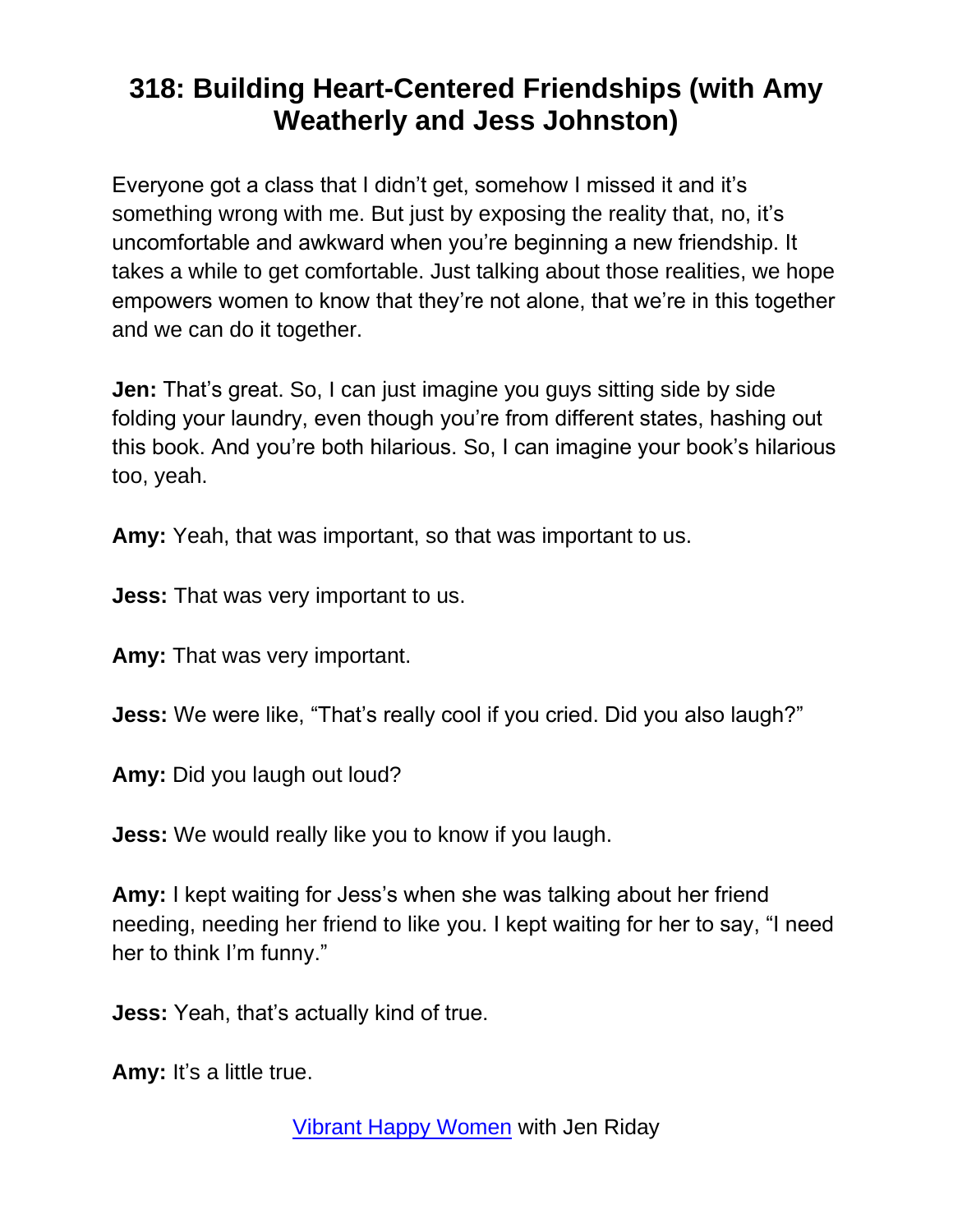Everyone got a class that I didn't get, somehow I missed it and it's something wrong with me. But just by exposing the reality that, no, it's uncomfortable and awkward when you're beginning a new friendship. It takes a while to get comfortable. Just talking about those realities, we hope empowers women to know that they're not alone, that we're in this together and we can do it together.

**Jen:** That's great. So, I can just imagine you guys sitting side by side folding your laundry, even though you're from different states, hashing out this book. And you're both hilarious. So, I can imagine your book's hilarious too, yeah.

**Amy:** Yeah, that was important, so that was important to us.

**Jess:** That was very important to us.

**Amy:** That was very important.

**Jess:** We were like, "That's really cool if you cried. Did you also laugh?"

**Amy:** Did you laugh out loud?

**Jess:** We would really like you to know if you laugh.

**Amy:** I kept waiting for Jess's when she was talking about her friend needing, needing her friend to like you. I kept waiting for her to say, "I need her to think I'm funny."

**Jess:** Yeah, that's actually kind of true.

**Amy:** It's a little true.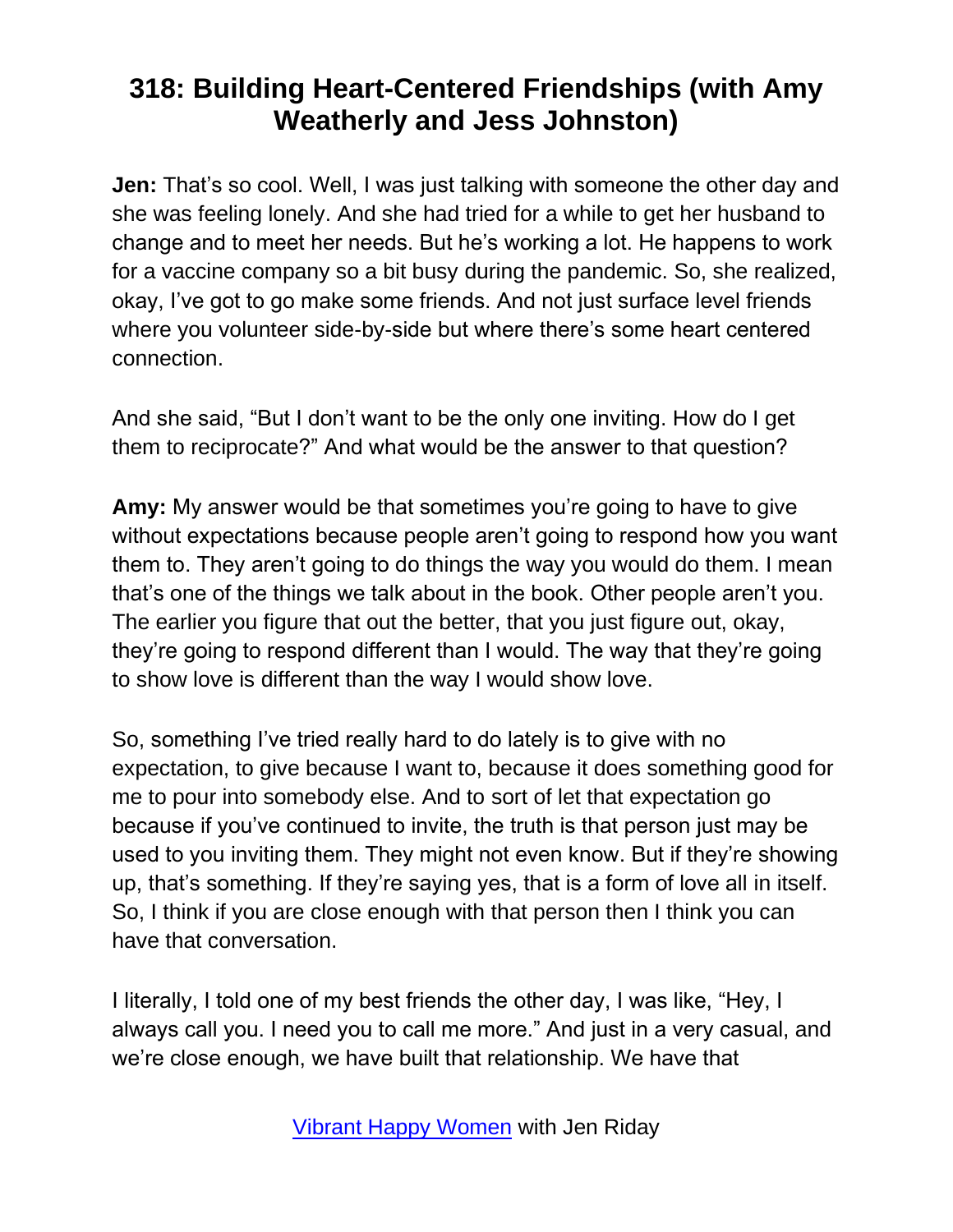# 318: Building Heart-Centered Friendships (with Amy Weatherly and Jess Johnston)

**Jen:** That's so cool. Well, I was just talking with someone the other day and she was feeling lonely. And she had tried for a while to get her husband to change and to meet her needs. But he's working a lot. He happens to work for a vaccine company so a bit busy during the pandemic. So, she realized, okay, I've got to go make some friends. And not just surface level friends where you volunteer side-by-side but where there's some heart centered connection.

And she said, "But I don't want to be the only one inviting. How do I get them to reciprocate?" And what would be the answer to that question?

**Amy:** My answer would be that sometimes you're going to have to give without expectations because people aren't going to respond how you want them to. They aren't going to do things the way you would do them. I mean that's one of the things we talk about in the book. Other people aren't you. The earlier you figure that out the better, that you just figure out, okay, they're going to respond different than I would. The way that they're going to show love is different than the way I would show love.

So, something I've tried really hard to do lately is to give with no expectation, to give because I want to, because it does something good for me to pour into somebody else. And to sort of let that expectation go because if you've continued to invite, the truth is that person just may be used to you inviting them. They might not even know. But if they're showing up, that's something. If they're saying yes, that is a form of love all in itself. So, I think if you are close enough with that person then I think you can have that conversation.

I literally, I told one of my best friends the other day, I was like, "Hey, I always call you. I need you to call me more." And just in a very casual, and we're close enough, we have built that relationship. We have that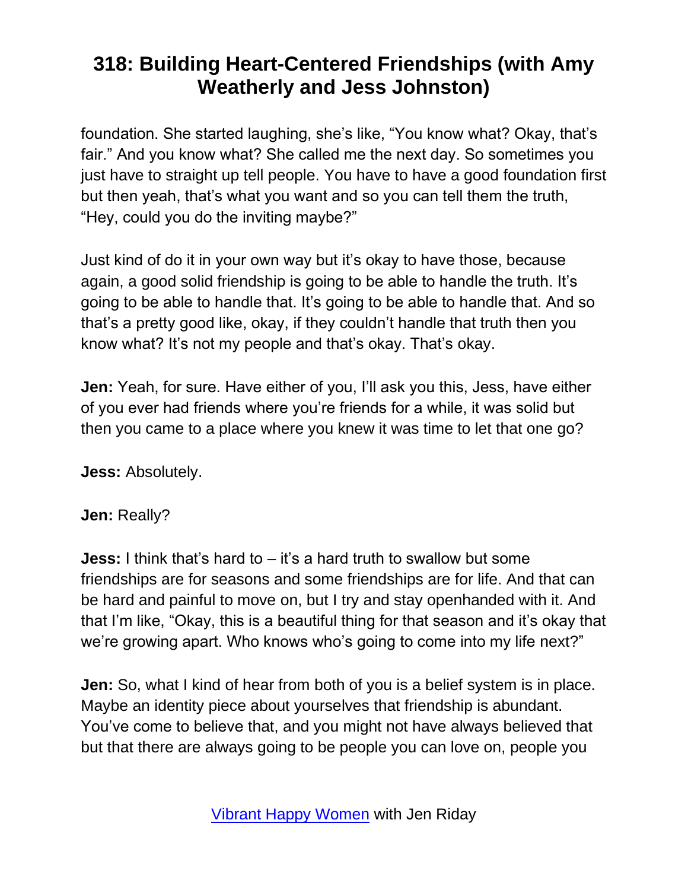foundation. She started laughing, she's like, "You know what? Okay, that's fair." And you know what? She called me the next day. So sometimes you just have to straight up tell people. You have to have a good foundation first but then yeah, that's what you want and so you can tell them the truth, "Hey, could you do the inviting maybe?"

Just kind of do it in your own way but it's okay to have those, because again, a good solid friendship is going to be able to handle the truth. It's going to be able to handle that. It's going to be able to handle that. And so that's a pretty good like, okay, if they couldn't handle that truth then you know what? It's not my people and that's okay. That's okay.

**Jen:** Yeah, for sure. Have either of you, I'll ask you this, Jess, have either of you ever had friends where you're friends for a while, it was solid but then you came to a place where you knew it was time to let that one go?

**Jess:** Absolutely.

**Jen:** Really?

**Jess:** I think that's hard to – it's a hard truth to swallow but some friendships are for seasons and some friendships are for life. And that can be hard and painful to move on, but I try and stay openhanded with it. And that I'm like, "Okay, this is a beautiful thing for that season and it's okay that we're growing apart. Who knows who's going to come into my life next?"

**Jen:** So, what I kind of hear from both of you is a belief system is in place. Maybe an identity piece about yourselves that friendship is abundant. You've come to believe that, and you might not have always believed that but that there are always going to be people you can love on, people you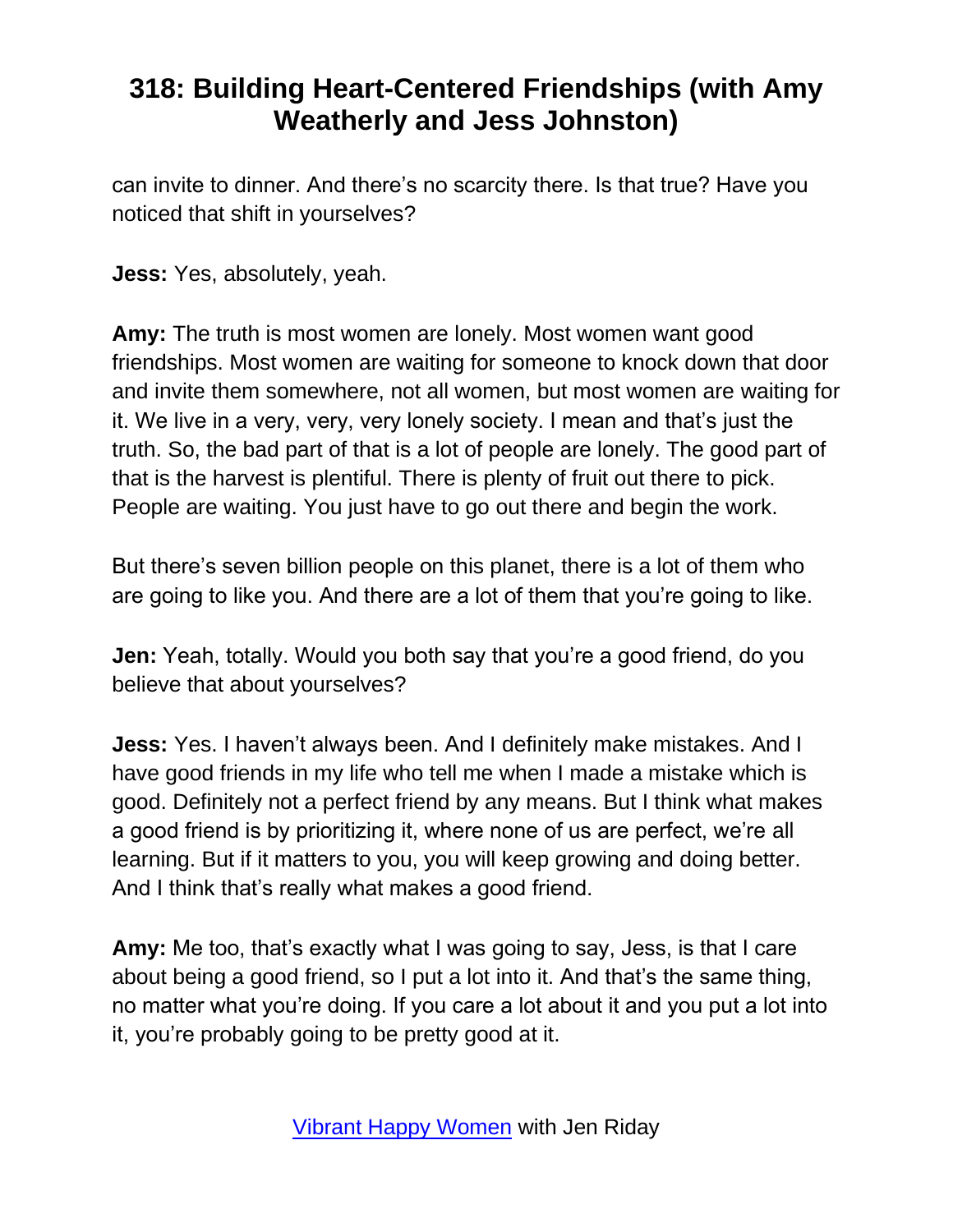can invite to dinner. And there's no scarcity there. Is that true? Have you noticed that shift in yourselves?

**Jess:** Yes, absolutely, yeah.

**Amy:** The truth is most women are lonely. Most women want good friendships. Most women are waiting for someone to knock down that door and invite them somewhere, not all women, but most women are waiting for it. We live in a very, very, very lonely society. I mean and that's just the truth. So, the bad part of that is a lot of people are lonely. The good part of that is the harvest is plentiful. There is plenty of fruit out there to pick. People are waiting. You just have to go out there and begin the work.

But there's seven billion people on this planet, there is a lot of them who are going to like you. And there are a lot of them that you're going to like.

**Jen:** Yeah, totally. Would you both say that you're a good friend, do you believe that about yourselves?

**Jess:** Yes. I haven't always been. And I definitely make mistakes. And I have good friends in my life who tell me when I made a mistake which is good. Definitely not a perfect friend by any means. But I think what makes a good friend is by prioritizing it, where none of us are perfect, we're all learning. But if it matters to you, you will keep growing and doing better. And I think that's really what makes a good friend.

**Amy:** Me too, that's exactly what I was going to say, Jess, is that I care about being a good friend, so I put a lot into it. And that's the same thing, no matter what you're doing. If you care a lot about it and you put a lot into it, you're probably going to be pretty good at it.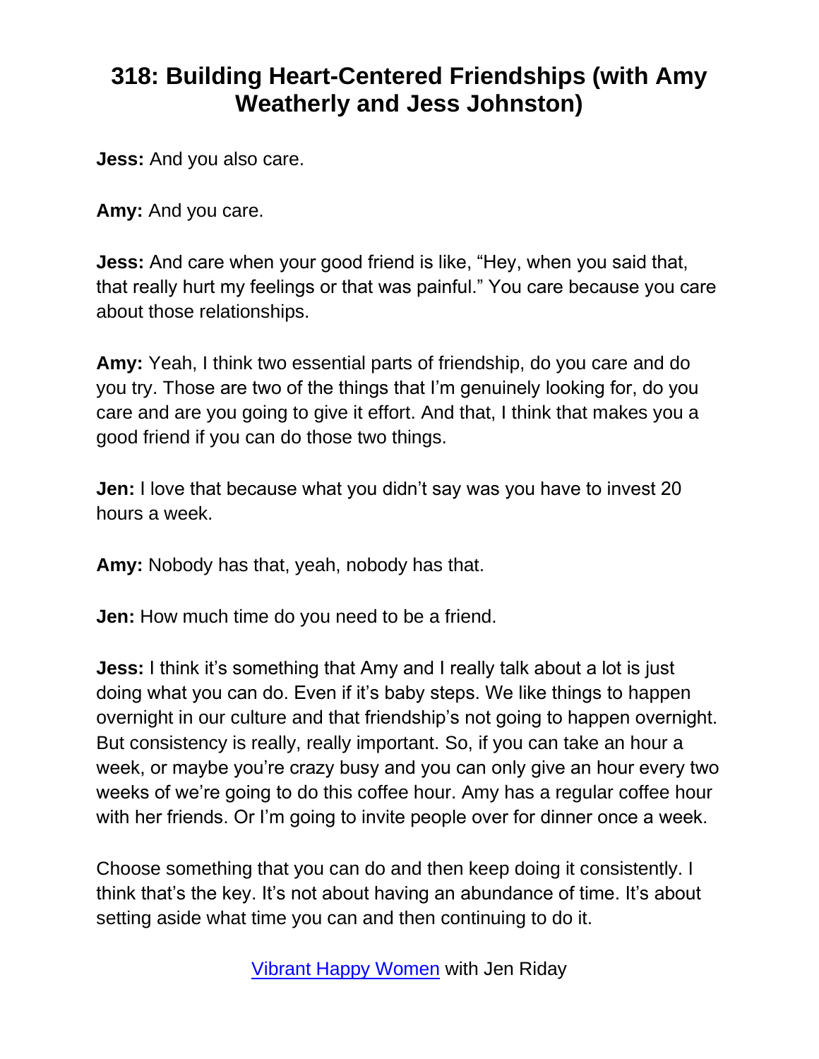**Jess:** And you also care.

**Amy:** And you care.

**Jess:** And care when your good friend is like, "Hey, when you said that, that really hurt my feelings or that was painful." You care because you care about those relationships.

**Amy:** Yeah, I think two essential parts of friendship, do you care and do you try. Those are two of the things that I'm genuinely looking for, do you care and are you going to give it effort. And that, I think that makes you a good friend if you can do those two things.

**Jen:** I love that because what you didn't say was you have to invest 20 hours a week.

**Amy:** Nobody has that, yeah, nobody has that.

**Jen:** How much time do you need to be a friend.

**Jess:** I think it's something that Amy and I really talk about a lot is just doing what you can do. Even if it's baby steps. We like things to happen overnight in our culture and that friendship's not going to happen overnight. But consistency is really, really important. So, if you can take an hour a week, or maybe you're crazy busy and you can only give an hour every two weeks of we're going to do this coffee hour. Amy has a regular coffee hour with her friends. Or I'm going to invite people over for dinner once a week.

Choose something that you can do and then keep doing it consistently. I think that's the key. It's not about having an abundance of time. It's about setting aside what time you can and then continuing to do it.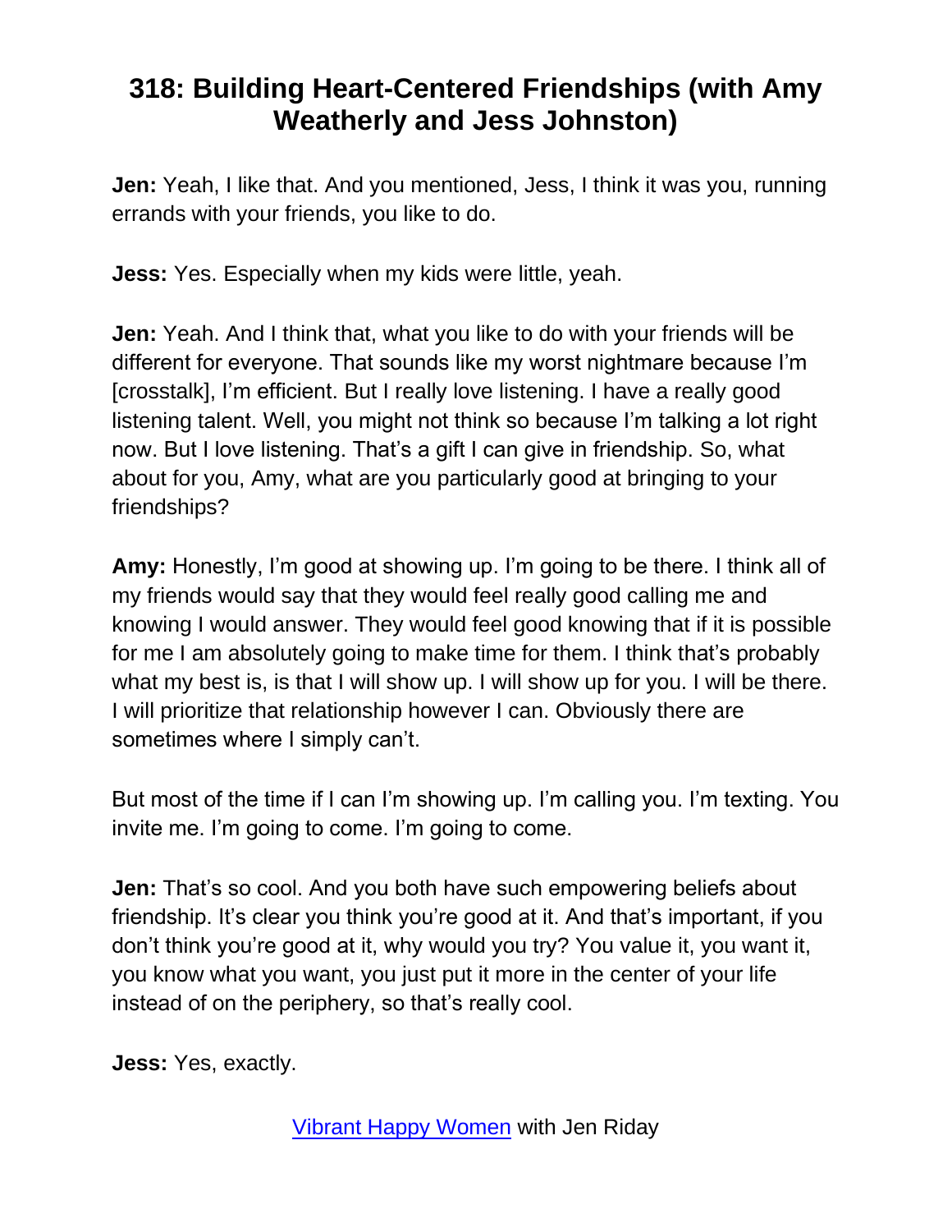**Jen:** Yeah, I like that. And you mentioned, Jess, I think it was you, running errands with your friends, you like to do.

**Jess:** Yes. Especially when my kids were little, yeah.

**Jen:** Yeah. And I think that, what you like to do with your friends will be different for everyone. That sounds like my worst nightmare because I'm [crosstalk], I'm efficient. But I really love listening. I have a really good listening talent. Well, you might not think so because I'm talking a lot right now. But I love listening. That's a gift I can give in friendship. So, what about for you, Amy, what are you particularly good at bringing to your friendships?

**Amy:** Honestly, I'm good at showing up. I'm going to be there. I think all of my friends would say that they would feel really good calling me and knowing I would answer. They would feel good knowing that if it is possible for me I am absolutely going to make time for them. I think that's probably what my best is, is that I will show up. I will show up for you. I will be there. I will prioritize that relationship however I can. Obviously there are sometimes where I simply can't.

But most of the time if I can I'm showing up. I'm calling you. I'm texting. You invite me. I'm going to come. I'm going to come.

**Jen:** That's so cool. And you both have such empowering beliefs about friendship. It's clear you think you're good at it. And that's important, if you don't think you're good at it, why would you try? You value it, you want it, you know what you want, you just put it more in the center of your life instead of on the periphery, so that's really cool.

**Jess:** Yes, exactly.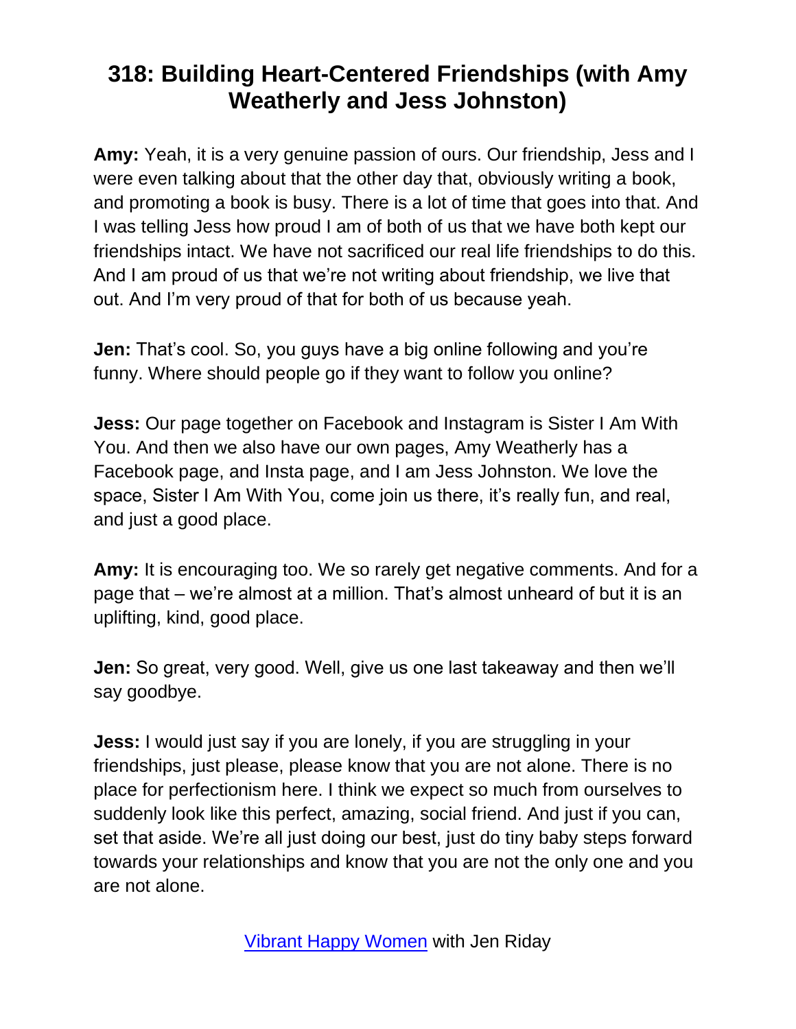# 318: Building Heart-Centered Friendships (with Amy Weatherly and Jess Johnston)

**Amy:** Yeah, it is a very genuine passion of ours. Our friendship, Jess and I were even talking about that the other day that, obviously writing a book, and promoting a book is busy. There is a lot of time that goes into that. And I was telling Jess how proud I am of both of us that we have both kept our friendships intact. We have not sacrificed our real life friendships to do this. And I am proud of us that we're not writing about friendship, we live that out. And I'm very proud of that for both of us because yeah.

**Jen:** That's cool. So, you guys have a big online following and you're funny. Where should people go if they want to follow you online?

**Jess:** Our page together on Facebook and Instagram is Sister I Am With You. And then we also have our own pages, Amy Weatherly has a Facebook page, and Insta page, and I am Jess Johnston. We love the space, Sister I Am With You, come join us there, it's really fun, and real, and just a good place.

**Amy:** It is encouraging too. We so rarely get negative comments. And for a page that – we're almost at a million. That's almost unheard of but it is an uplifting, kind, good place.

**Jen:** So great, very good. Well, give us one last takeaway and then we'll say goodbye.

**Jess:** I would just say if you are lonely, if you are struggling in your friendships, just please, please know that you are not alone. There is no place for perfectionism here. I think we expect so much from ourselves to suddenly look like this perfect, amazing, social friend. And just if you can, set that aside. We're all just doing our best, just do tiny baby steps forward towards your relationships and know that you are not the only one and you are not alone.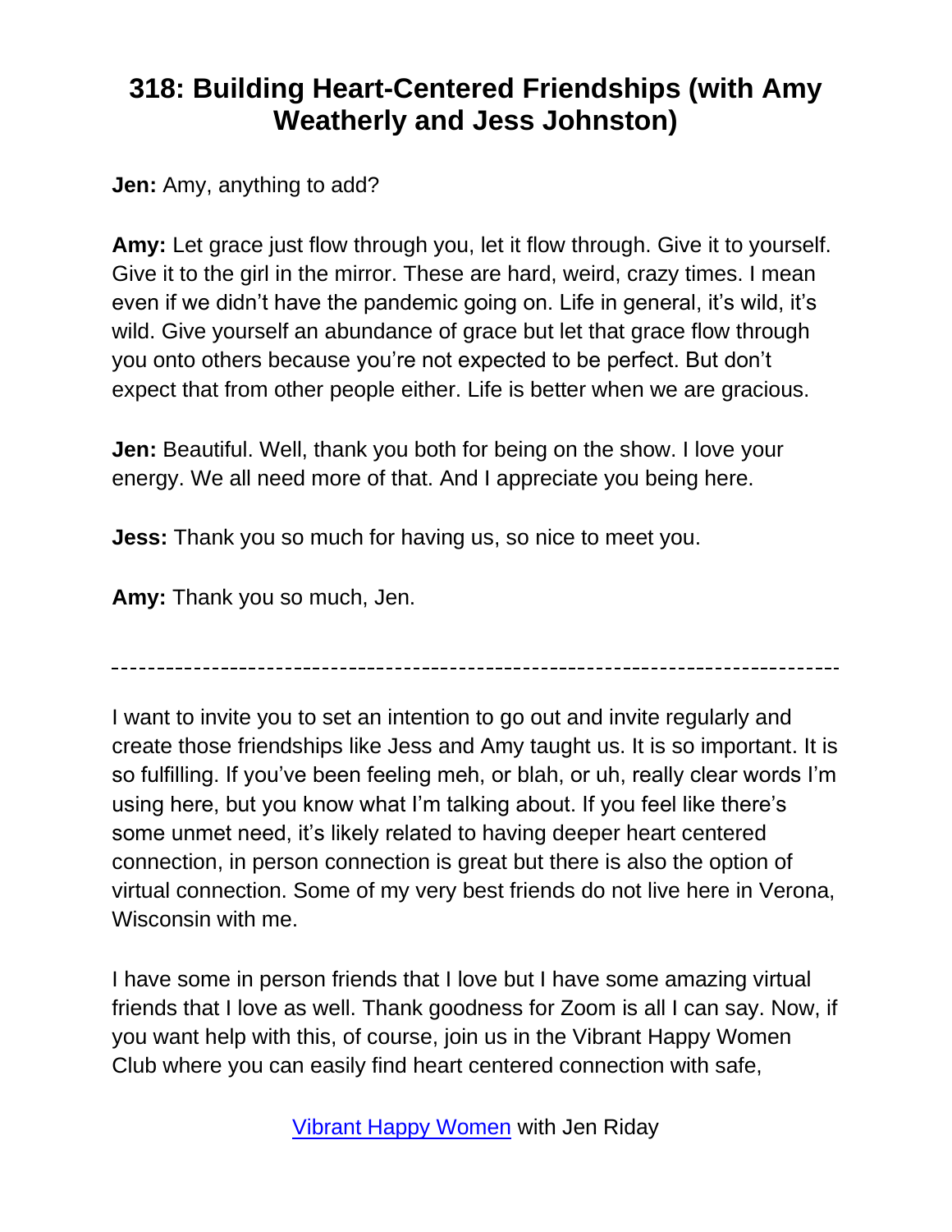**Jen:** Amy, anything to add?

**Amy:** Let grace just flow through you, let it flow through. Give it to yourself. Give it to the girl in the mirror. These are hard, weird, crazy times. I mean even if we didn't have the pandemic going on. Life in general, it's wild, it's wild. Give yourself an abundance of grace but let that grace flow through you onto others because you're not expected to be perfect. But don't expect that from other people either. Life is better when we are gracious.

**Jen:** Beautiful. Well, thank you both for being on the show. I love your energy. We all need more of that. And I appreciate you being here.

**Jess:** Thank you so much for having us, so nice to meet you.

**Amy:** Thank you so much, Jen.

---

I want to invite you to set an intention to go out and invite regularly and create those friendships like Jess and Amy taught us. It is so important. It is so fulfilling. If you've been feeling meh, or blah, or uh, really clear words I'm using here, but you know what I'm talking about. If you feel like there's some unmet need, it's likely related to having deeper heart centered connection, in person connection is great but there is also the option of virtual connection. Some of my very best friends do not live here in Verona, Wisconsin with me.

I have some in person friends that I love but I have some amazing virtual friends that I love as well. Thank goodness for Zoom is all I can say. Now, if you want help with this, of course, join us in the Vibrant Happy Women Club where you can easily find heart centered connection with safe,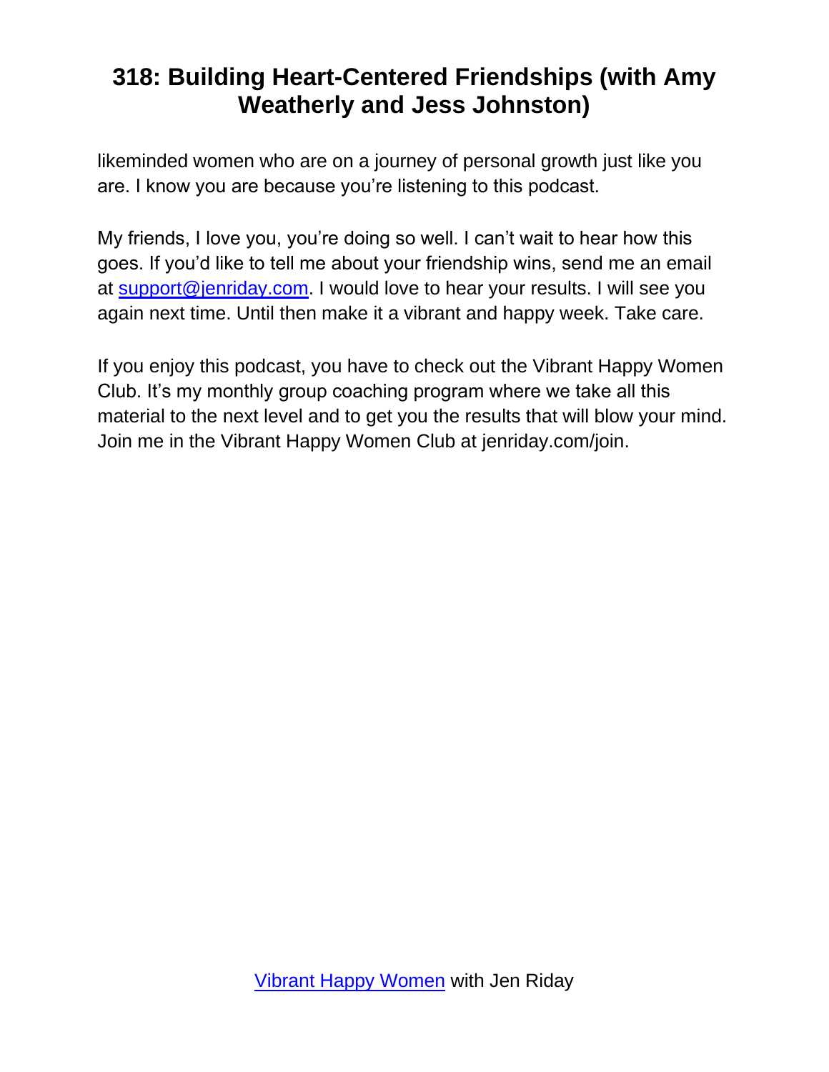likeminded women who are on a journey of personal growth just like you are. I know you are because you're listening to this podcast.

My friends, I love you, you're doing so well. I can't wait to hear how this goes. If you'd like to tell me about your friendship wins, send me an email at support@jenriday.com. I would love to hear your results. I will see you again next time. Until then make it a vibrant and happy week. Take care.

If you enjoy this podcast, you have to check out the Vibrant Happy Women Club. It's my monthly group coaching program where we take all this material to the next level and to get you the results that will blow your mind. Join me in the Vibrant Happy Women Club at jenriday.com/join.